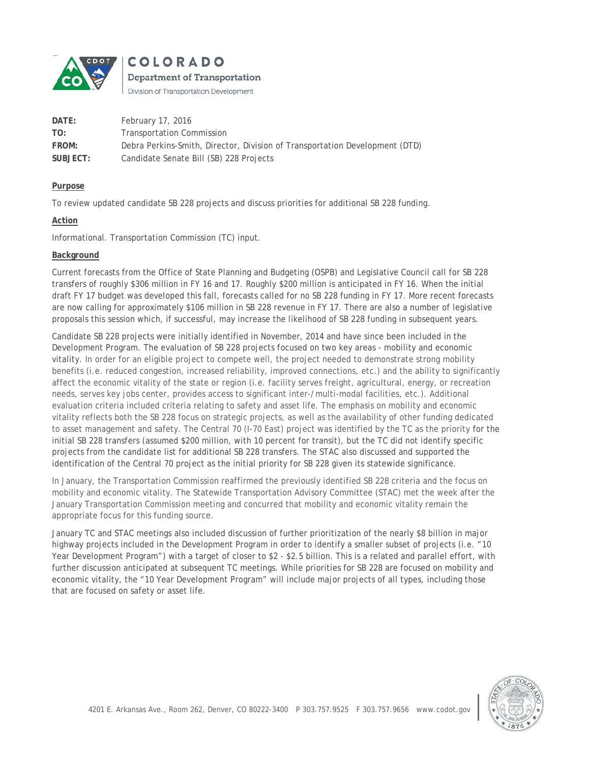COLORADO

Department of Transportation

Division of Transportation Development

**DATE:** February 17, 2016

**TO:** Transportation Commission

**FROM:** Debra Perkins-Smith, Director, Division of Transportation Development (DTD)

**SUBJECT:** Candidate Senate Bill (SB) 228 Projects

**Purpose**

To review updated candidate SB 228 projects and discuss priorities for additional SB 228 funding.

**Action**

Informational. Transportation Commission (TC) input.

**Background**

Current forecasts from the Office of State Planning and Budgeting (OSPB) and Legislative Council call for SB 228 transfers of roughly $306 million in FY 16 and 17. Roughly $200 million is anticipated in FY 16. When the initial draft FY 17 budget was developed this fall, forecasts called for no SB 228 funding in FY 17. More recent forecasts are now calling for approximately $106 million in SB 228 revenue in FY 17. There are also a number of legislative proposals this session which, if successful, may increase the likelihood of SB 228 funding in subsequent years.

Candidate SB 228 projects were initially identified in November, 2014 and have since been included in the Development Program. The evaluation of SB 228 projects focused on two key areas - mobility and economic vitality. In order for an eligible project to compete well, the project needed to demonstrate strong mobility benefits (i.e. reduced congestion, increased reliability, improved connections, etc.) and the ability to significantly affect the economic vitality of the state or region (i.e. facility serves freight, agricultural, energy, or recreation needs, serves key jobs center, provides access to significant inter-/multi-modal facilities, etc.). Additional evaluation criteria included criteria relating to safety and asset life. The emphasis on mobility and economic vitality reflects both the SB 228 focus on strategic projects, as well as the availability of other funding dedicated to asset management and safety. The Central 70 (I-70 East) project was identified by the TC as the priority for the initial SB 228 transfers (assumed $200 million, with 10 percent for transit), but the TC did not identify specific projects from the candidate list for additional SB 228 transfers. The STAC also discussed and supported the identification of the Central 70 project as the initial priority for SB 228 given its statewide significance.

In January, the Transportation Commission reaffirmed the previously identified SB 228 criteria and the focus on mobility and economic vitality. The Statewide Transportation Advisory Committee (STAC) met the week after the January Transportation Commission meeting and concurred that mobility and economic vitality remain the appropriate focus for this funding source.

January TC and STAC meetings also included discussion of further prioritization of the nearly $8 billion in major highway projects included in the Development Program in order to identify a smaller subset of projects (i.e. "10 Year Development Program") with a target of closer to $2 - $2.5 billion. This is a related and parallel effort, with further discussion anticipated at subsequent TC meetings. While priorities for SB 228 are focused on mobility and economic vitality, the "10 Year Development Program" will include major projects of all types, including those that are focused on safety or asset life.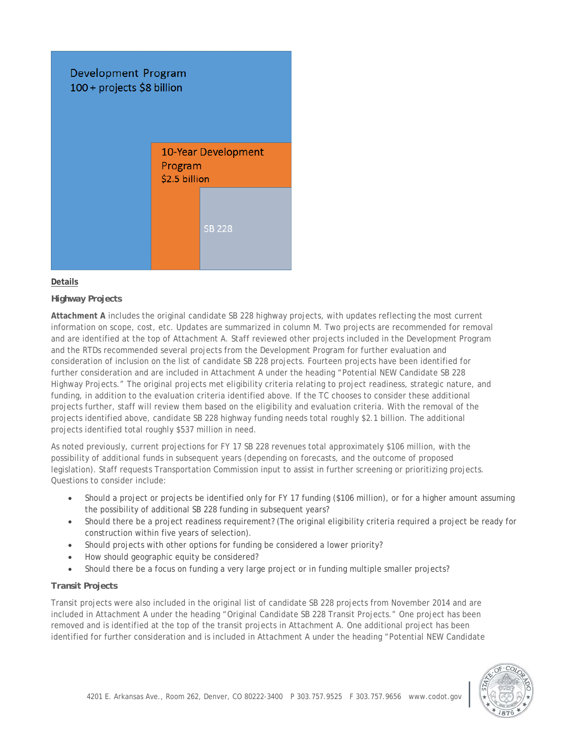Development Program
100 + projects $8 billion

10-Year Development Program
$2.5 billion

SB 228

**Details**

***Highway Projects***

**Attachment A** includes the original candidate SB 228 highway projects, with updates reflecting the most current information on scope, cost, etc. Updates are summarized in column M. Two projects are recommended for removal and are identified at the top of Attachment A. Staff reviewed other projects included in the Development Program and the RTDs recommended several projects from the Development Program for further evaluation and consideration of inclusion on the list of candidate SB 228 projects. Fourteen projects have been identified for further consideration and are included in Attachment A under the heading "Potential NEW Candidate SB 228 Highway Projects." The original projects met eligibility criteria relating to project readiness, strategic nature, and funding, in addition to the evaluation criteria identified above. If the TC chooses to consider these additional projects further, staff will review them based on the eligibility and evaluation criteria. With the removal of the projects identified above, candidate SB 228 highway funding needs total roughly $2.1 billion. The additional projects identified total roughly $537 million in need.

As noted previously, current projections for FY 17 SB 228 revenues total approximately $106 million, with the possibility of additional funds in subsequent years (depending on forecasts, and the outcome of proposed legislation). Staff requests Transportation Commission input to assist in further screening or prioritizing projects. Questions to consider include:

- Should a project or projects be identified only for FY 17 funding ($106 million), or for a higher amount assuming the possibility of additional SB 228 funding in subsequent years?
- Should there be a project readiness requirement? (The original eligibility criteria required a project be ready for construction within five years of selection).
- Should projects with other options for funding be considered a lower priority?
- How should geographic equity be considered?
- Should there be a focus on funding a very large project or in funding multiple smaller projects?

***Transit Projects***

Transit projects were also included in the original list of candidate SB 228 projects from November 2014 and are included in Attachment A under the heading "Original Candidate SB 228 Transit Projects." One project has been removed and is identified at the top of the transit projects in Attachment A. One additional project has been identified for further consideration and is included in Attachment A under the heading "Potential NEW Candidate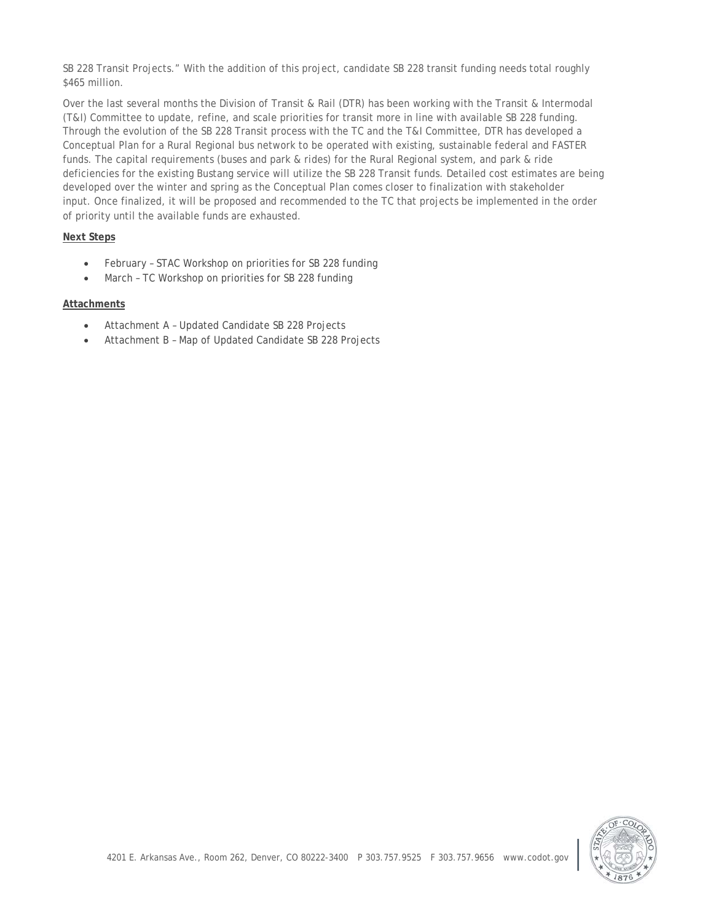SB 228 Transit Projects." With the addition of this project, candidate SB 228 transit funding needs total roughly $465 million.

Over the last several months the Division of Transit & Rail (DTR) has been working with the Transit & Intermodal (T&I) Committee to update, refine, and scale priorities for transit more in line with available SB 228 funding. Through the evolution of the SB 228 Transit process with the TC and the T&I Committee, DTR has developed a Conceptual Plan for a Rural Regional bus network to be operated with existing, sustainable federal and FASTER funds. The capital requirements (buses and park & rides) for the Rural Regional system, and park & ride deficiencies for the existing Bustang service will utilize the SB 228 Transit funds. Detailed cost estimates are being developed over the winter and spring as the Conceptual Plan comes closer to finalization with stakeholder input. Once finalized, it will be proposed and recommended to the TC that projects be implemented in the order of priority until the available funds are exhausted.

**Next Steps**

- February – STAC Workshop on priorities for SB 228 funding
- March – TC Workshop on priorities for SB 228 funding

**Attachments**

- Attachment A – Updated Candidate SB 228 Projects
- Attachment B – Map of Updated Candidate SB 228 Projects